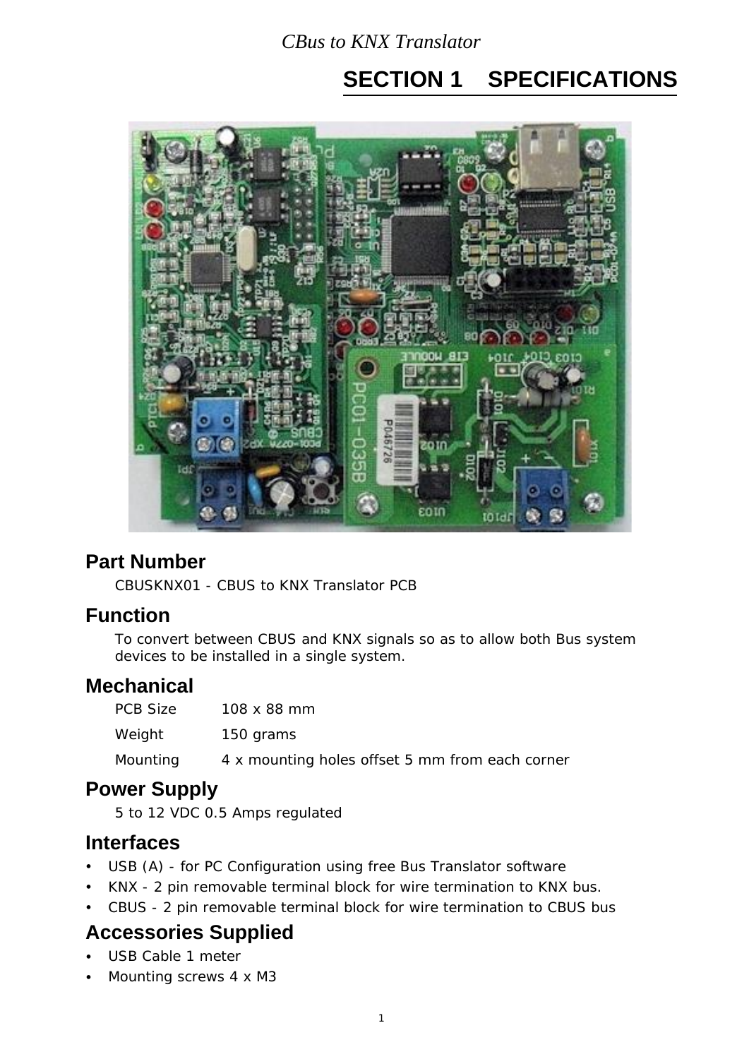# SECTION 1 SPECIFICATIONS

## Part Number

CBUSKNX01 - CBUS to KNX Translator PCB

## Function

To convert between CBUS and KNX signals so as to allow both Bus system devices to be installed in a single system.

## Mechanical

| | |
|---|---|
| PCB Size | 108 x 88 mm |
| Weight | 150 grams |
| Mounting | 4 x mounting holes offset 5 mm from each corner |

## Power Supply

5 to 12 VDC 0.5 Amps regulated

## Interfaces

- USB (A) - for PC Configuration using free Bus Translator software
- KNX - 2 pin removable terminal block for wire termination to KNX bus.
- CBUS - 2 pin removable terminal block for wire termination to CBUS bus

## Accessories Supplied

- USB Cable 1 meter
- Mounting screws 4 x M3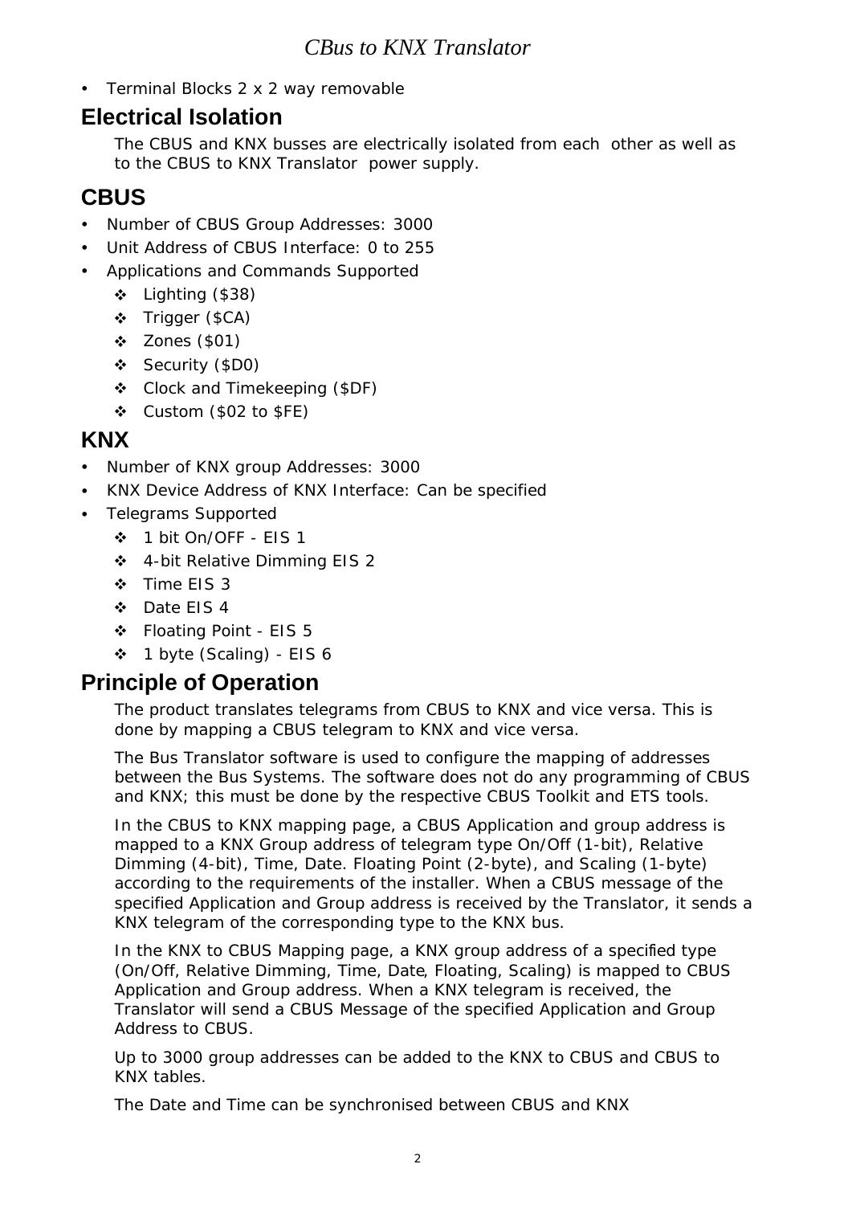- Terminal Blocks 2 x 2 way removable

## Electrical Isolation

The CBUS and KNX busses are electrically isolated from each other as well as to the CBUS to KNX Translator power supply.

## CBUS

- Number of CBUS Group Addresses: 3000
- Unit Address of CBUS Interface: 0 to 255
- Applications and Commands Supported
  - Lighting ($38)
  - Trigger ($CA)
  - Zones ($01)
  - Security ($D0)
  - Clock and Timekeeping ($DF)
  - Custom ($02 to $FE)

## KNX

- Number of KNX group Addresses: 3000
- KNX Device Address of KNX Interface: Can be specified
- Telegrams Supported
  - 1 bit On/OFF - EIS 1
  - 4-bit Relative Dimming EIS 2
  - Time EIS 3
  - Date EIS 4
  - Floating Point - EIS 5
  - 1 byte (Scaling) - EIS 6

## Principle of Operation

The product translates telegrams from CBUS to KNX and vice versa. This is done by mapping a CBUS telegram to KNX and vice versa.

The Bus Translator software is used to configure the mapping of addresses between the Bus Systems. The software does not do any programming of CBUS and KNX; this must be done by the respective CBUS Toolkit and ETS tools.

In the CBUS to KNX mapping page, a CBUS Application and group address is mapped to a KNX Group address of telegram type On/Off (1-bit), Relative Dimming (4-bit), Time, Date. Floating Point (2-byte), and Scaling (1-byte) according to the requirements of the installer. When a CBUS message of the specified Application and Group address is received by the Translator, it sends a KNX telegram of the corresponding type to the KNX bus.

In the KNX to CBUS Mapping page, a KNX group address of a specified type (On/Off, Relative Dimming, Time, Date, Floating, Scaling) is mapped to CBUS Application and Group address. When a KNX telegram is received, the Translator will send a CBUS Message of the specified Application and Group Address to CBUS.

Up to 3000 group addresses can be added to the KNX to CBUS and CBUS to KNX tables.

The Date and Time can be synchronised between CBUS and KNX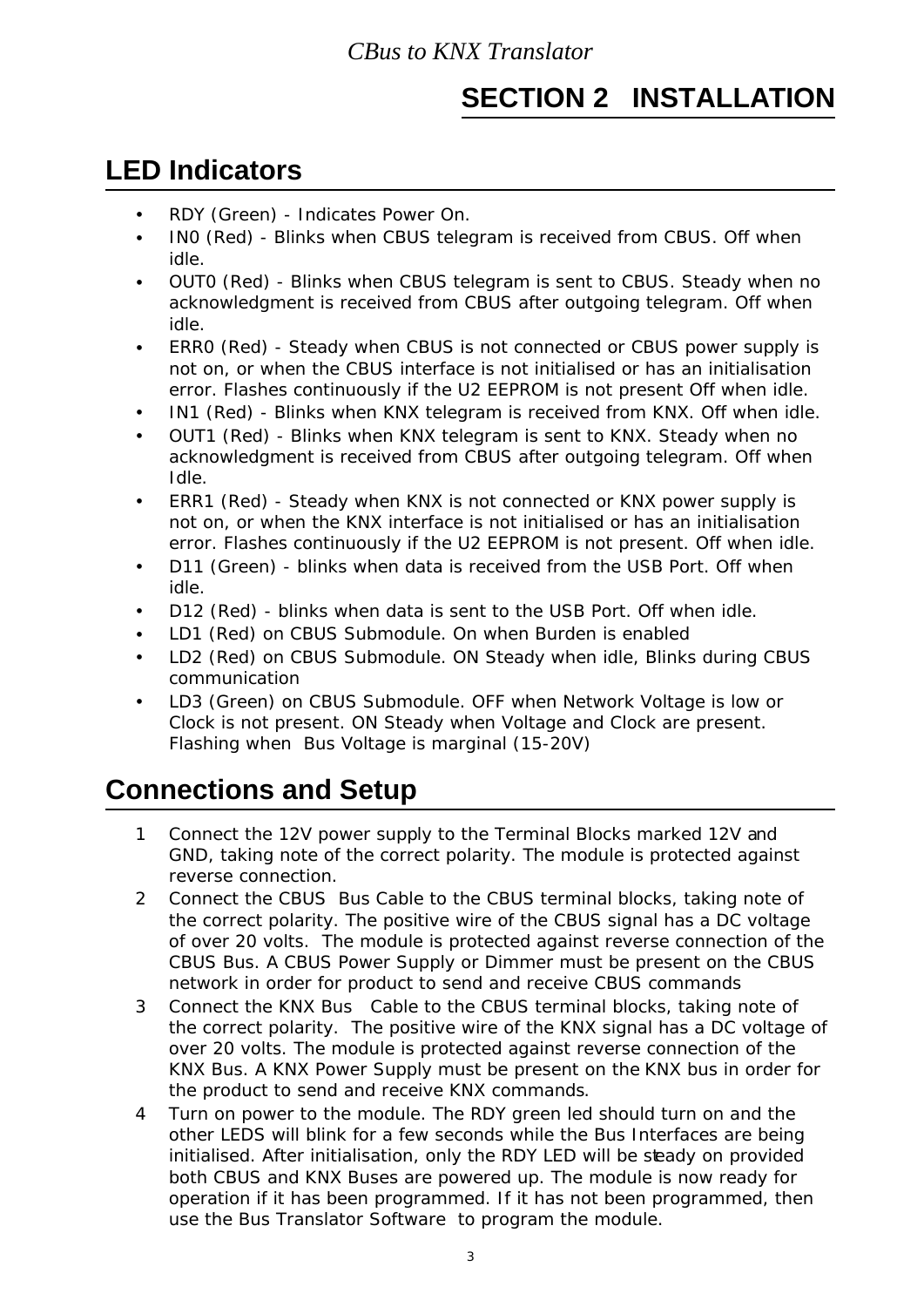# SECTION 2 INSTALLATION

## LED Indicators

- RDY (Green) - Indicates Power On.
- IN0 (Red) - Blinks when CBUS telegram is received from CBUS. Off when idle.
- OUT0 (Red) - Blinks when CBUS telegram is sent to CBUS. Steady when no acknowledgment is received from CBUS after outgoing telegram. Off when idle.
- ERR0 (Red) - Steady when CBUS is not connected or CBUS power supply is not on, or when the CBUS interface is not initialised or has an initialisation error. Flashes continuously if the U2 EEPROM is not present Off when idle.
- IN1 (Red) - Blinks when KNX telegram is received from KNX. Off when idle.
- OUT1 (Red) - Blinks when KNX telegram is sent to KNX. Steady when no acknowledgment is received from CBUS after outgoing telegram. Off when Idle.
- ERR1 (Red) - Steady when KNX is not connected or KNX power supply is not on, or when the KNX interface is not initialised or has an initialisation error. Flashes continuously if the U2 EEPROM is not present. Off when idle.
- D11 (Green) - blinks when data is received from the USB Port. Off when idle.
- D12 (Red) - blinks when data is sent to the USB Port. Off when idle.
- LD1 (Red) on CBUS Submodule. On when Burden is enabled
- LD2 (Red) on CBUS Submodule. ON Steady when idle, Blinks during CBUS communication
- LD3 (Green) on CBUS Submodule. OFF when Network Voltage is low or Clock is not present. ON Steady when Voltage and Clock are present. Flashing when Bus Voltage is marginal (15-20V)

## Connections and Setup

1. Connect the 12V power supply to the Terminal Blocks marked 12V and GND, taking note of the correct polarity. The module is protected against reverse connection.
2. Connect the CBUS Bus Cable to the CBUS terminal blocks, taking note of the correct polarity. The positive wire of the CBUS signal has a DC voltage of over 20 volts. The module is protected against reverse connection of the CBUS Bus. A CBUS Power Supply or Dimmer must be present on the CBUS network in order for product to send and receive CBUS commands
3. Connect the KNX Bus Cable to the CBUS terminal blocks, taking note of the correct polarity. The positive wire of the KNX signal has a DC voltage of over 20 volts. The module is protected against reverse connection of the KNX Bus. A KNX Power Supply must be present on the KNX bus in order for the product to send and receive KNX commands.
4. Turn on power to the module. The RDY green led should turn on and the other LEDS will blink for a few seconds while the Bus Interfaces are being initialised. After initialisation, only the RDY LED will be steady on provided both CBUS and KNX Buses are powered up. The module is now ready for operation if it has been programmed. If it has not been programmed, then use the Bus Translator Software to program the module.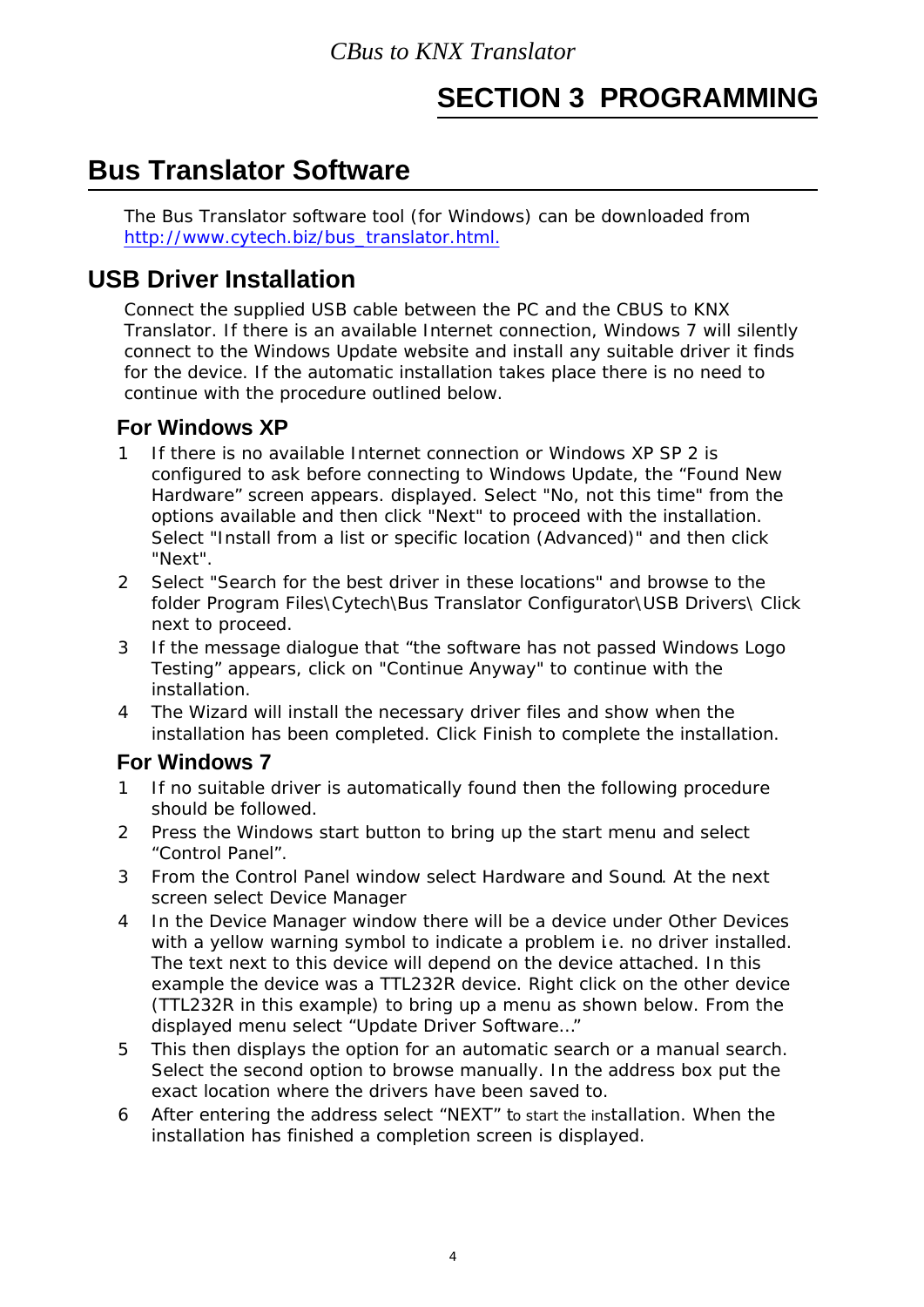# SECTION 3 PROGRAMMING

## Bus Translator Software

The Bus Translator software tool (for Windows) can be downloaded from http://www.cytech.biz/bus_translator.html.

## USB Driver Installation

Connect the supplied USB cable between the PC and the CBUS to KNX Translator. If there is an available Internet connection, Windows 7 will silently connect to the Windows Update website and install any suitable driver it finds for the device. If the automatic installation takes place there is no need to continue with the procedure outlined below.

### For Windows XP

1. If there is no available Internet connection or Windows XP SP 2 is configured to ask before connecting to Windows Update, the "Found New Hardware" screen appears. displayed. Select "No, not this time" from the options available and then click "Next" to proceed with the installation. Select "Install from a list or specific location (Advanced)" and then click "Next".
2. Select "Search for the best driver in these locations" and browse to the folder Program Files\Cytech\Bus Translator Configurator\USB Drivers\ Click next to proceed.
3. If the message dialogue that "the software has not passed Windows Logo Testing" appears, click on "Continue Anyway" to continue with the installation.
4. The Wizard will install the necessary driver files and show when the installation has been completed. Click Finish to complete the installation.

### For Windows 7

1. If no suitable driver is automatically found then the following procedure should be followed.
2. Press the Windows start button to bring up the start menu and select "Control Panel".
3. From the Control Panel window select Hardware and Sound. At the next screen select Device Manager
4. In the Device Manager window there will be a device under Other Devices with a yellow warning symbol to indicate a problem i.e. no driver installed. The text next to this device will depend on the device attached. In this example the device was a TTL232R device. Right click on the other device (TTL232R in this example) to bring up a menu as shown below. From the displayed menu select "Update Driver Software..."
5. This then displays the option for an automatic search or a manual search. Select the second option to browse manually. In the address box put the exact location where the drivers have been saved to.
6. After entering the address select "NEXT" to start the installation. When the installation has finished a completion screen is displayed.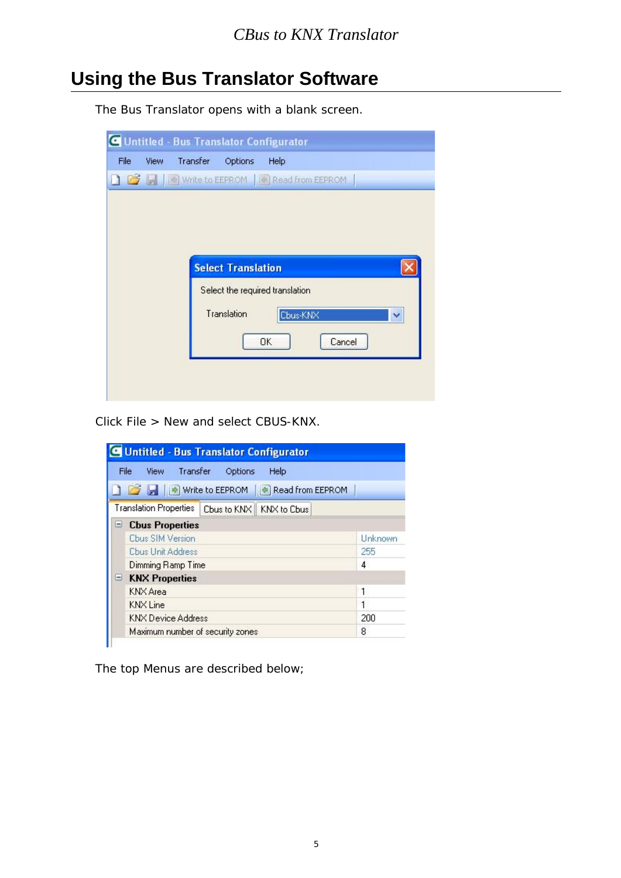# Using the Bus Translator Software

The Bus Translator opens with a blank screen.

Click File > New and select CBUS-KNX.

The top Menus are described below;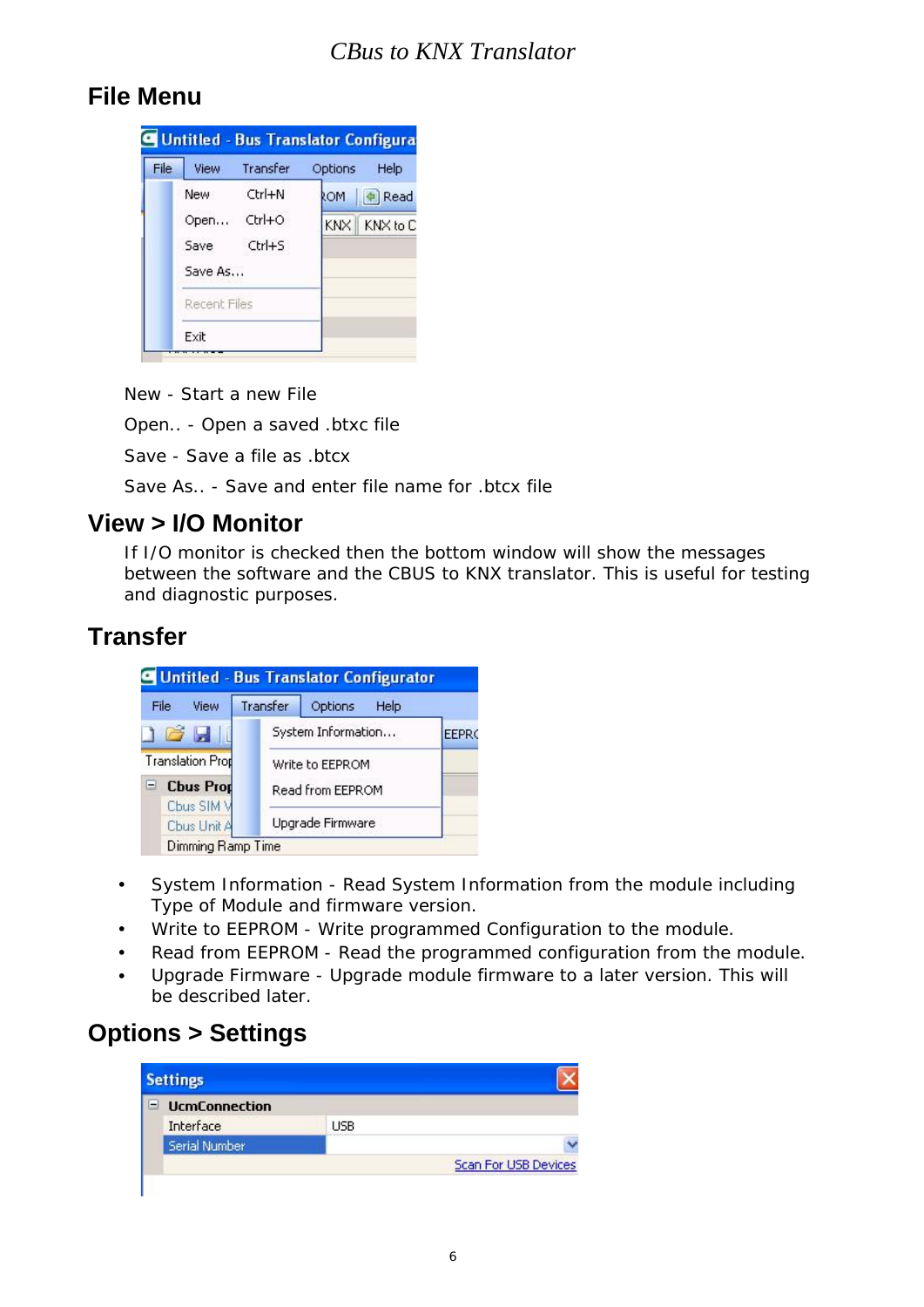## File Menu

New - Start a new File

Open.. - Open a saved .btxc file

Save - Save a file as .btcx

Save As.. - Save and enter file name for .btcx file

## View > I/O Monitor

If I/O monitor is checked then the bottom window will show the messages between the software and the CBUS to KNX translator. This is useful for testing and diagnostic purposes.

## Transfer

- System Information - Read System Information from the module including Type of Module and firmware version.
- Write to EEPROM - Write programmed Configuration to the module.
- Read from EEPROM - Read the programmed configuration from the module.
- Upgrade Firmware - Upgrade module firmware to a later version. This will be described later.

## Options > Settings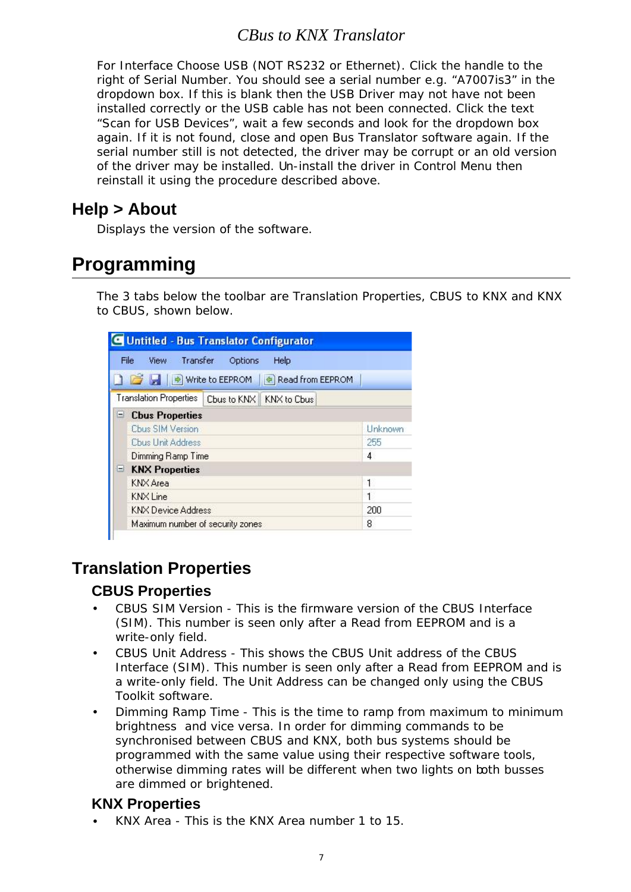For Interface Choose USB (NOT RS232 or Ethernet). Click the handle to the right of Serial Number. You should see a serial number e.g. "A7007is3" in the dropdown box. If this is blank then the USB Driver may not have not been installed correctly or the USB cable has not been connected. Click the text "Scan for USB Devices", wait a few seconds and look for the dropdown box again. If it is not found, close and open Bus Translator software again. If the serial number still is not detected, the driver may be corrupt or an old version of the driver may be installed. Un-install the driver in Control Menu then reinstall it using the procedure described above.

## Help > About

Displays the version of the software.

# Programming

The 3 tabs below the toolbar are Translation Properties, CBUS to KNX and KNX to CBUS, shown below.

| Property | Value |
|---|---|
| **Cbus Properties** | |
| Cbus SIM Version | Unknown |
| Cbus Unit Address | 255 |
| Dimming Ramp Time | 4 |
| **KNX Properties** | |
| KNX Area | 1 |
| KNX Line | 1 |
| KNX Device Address | 200 |
| Maximum number of security zones | 8 |

## Translation Properties

### CBUS Properties

- CBUS SIM Version - This is the firmware version of the CBUS Interface (SIM). This number is seen only after a Read from EEPROM and is a write-only field.
- CBUS Unit Address - This shows the CBUS Unit address of the CBUS Interface (SIM). This number is seen only after a Read from EEPROM and is a write-only field. The Unit Address can be changed only using the CBUS Toolkit software.
- Dimming Ramp Time - This is the time to ramp from maximum to minimum brightness and vice versa. In order for dimming commands to be synchronised between CBUS and KNX, both bus systems should be programmed with the same value using their respective software tools, otherwise dimming rates will be different when two lights on both busses are dimmed or brightened.

### KNX Properties

- KNX Area - This is the KNX Area number 1 to 15.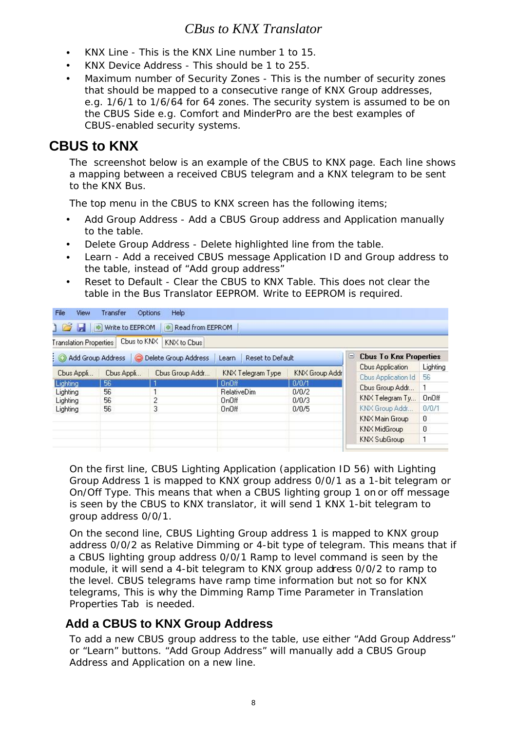- KNX Line - This is the KNX Line number 1 to 15.
- KNX Device Address - This should be 1 to 255.
- Maximum number of Security Zones - This is the number of security zones that should be mapped to a consecutive range of KNX Group addresses, e.g. 1/6/1 to 1/6/64 for 64 zones. The security system is assumed to be on the CBUS Side e.g. Comfort and MinderPro are the best examples of CBUS-enabled security systems.

## CBUS to KNX

The screenshot below is an example of the CBUS to KNX page. Each line shows a mapping between a received CBUS telegram and a KNX telegram to be sent to the KNX Bus.

The top menu in the CBUS to KNX screen has the following items;

- Add Group Address - Add a CBUS Group address and Application manually to the table.
- Delete Group Address - Delete highlighted line from the table.
- Learn - Add a received CBUS message Application ID and Group address to the table, instead of "Add group address"
- Reset to Default - Clear the CBUS to KNX Table. This does not clear the table in the Bus Translator EEPROM. Write to EEPROM is required.

| Cbus Appli... | Cbus Appli... | Cbus Group Addr... | KNX Telegram Type | KNX Group Addr |
|---|---|---|---|---|
| Lighting | 56 | 1 | OnOff | 0/0/1 |
| Lighting | 56 | 1 | RelativeDim | 0/0/2 |
| Lighting | 56 | 2 | OnOff | 0/0/3 |
| Lighting | 56 | 3 | OnOff | 0/0/5 |

| Cbus To Knx Properties | |
|---|---|
| Cbus Application | Lighting |
| Cbus Application Id | 56 |
| Cbus Group Addr... | 1 |
| KNX Telegram Ty... | OnOff |
| KNX Group Addr... | 0/0/1 |
| KNX Main Group | 0 |
| KNX MidGroup | 0 |
| KNX SubGroup | 1 |

On the first line, CBUS Lighting Application (application ID 56) with Lighting Group Address 1 is mapped to KNX group address 0/0/1 as a 1-bit telegram or On/Off Type. This means that when a CBUS lighting group 1 on or off message is seen by the CBUS to KNX translator, it will send 1 KNX 1-bit telegram to group address 0/0/1.

On the second line, CBUS Lighting Group address 1 is mapped to KNX group address 0/0/2 as Relative Dimming or 4-bit type of telegram. This means that if a CBUS lighting group address 0/0/1 Ramp to level command is seen by the module, it will send a 4-bit telegram to KNX group address 0/0/2 to ramp to the level. CBUS telegrams have ramp time information but not so for KNX telegrams, This is why the Dimming Ramp Time Parameter in Translation Properties Tab is needed.

### Add a CBUS to KNX Group Address

To add a new CBUS group address to the table, use either "Add Group Address" or "Learn" buttons. "Add Group Address" will manually add a CBUS Group Address and Application on a new line.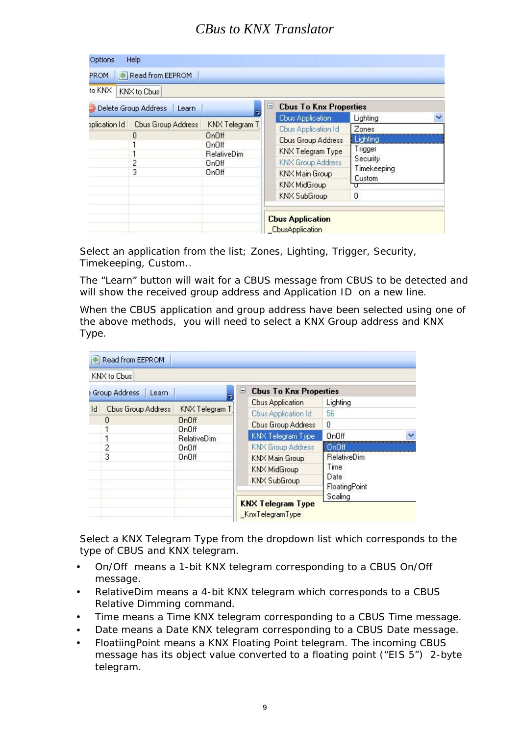Select an application from the list; Zones, Lighting, Trigger, Security, Timekeeping, Custom..

The "Learn" button will wait for a CBUS message from CBUS to be detected and will show the received group address and Application ID on a new line.

When the CBUS application and group address have been selected using one of the above methods, you will need to select a KNX Group address and KNX Type.

Select a KNX Telegram Type from the dropdown list which corresponds to the type of CBUS and KNX telegram.

- On/Off means a 1-bit KNX telegram corresponding to a CBUS On/Off message.
- RelativeDim means a 4-bit KNX telegram which corresponds to a CBUS Relative Dimming command.
- Time means a Time KNX telegram corresponding to a CBUS Time message.
- Date means a Date KNX telegram corresponding to a CBUS Date message.
- FloatiingPoint means a KNX Floating Point telegram. The incoming CBUS message has its object value converted to a floating point ("EIS 5") 2-byte telegram.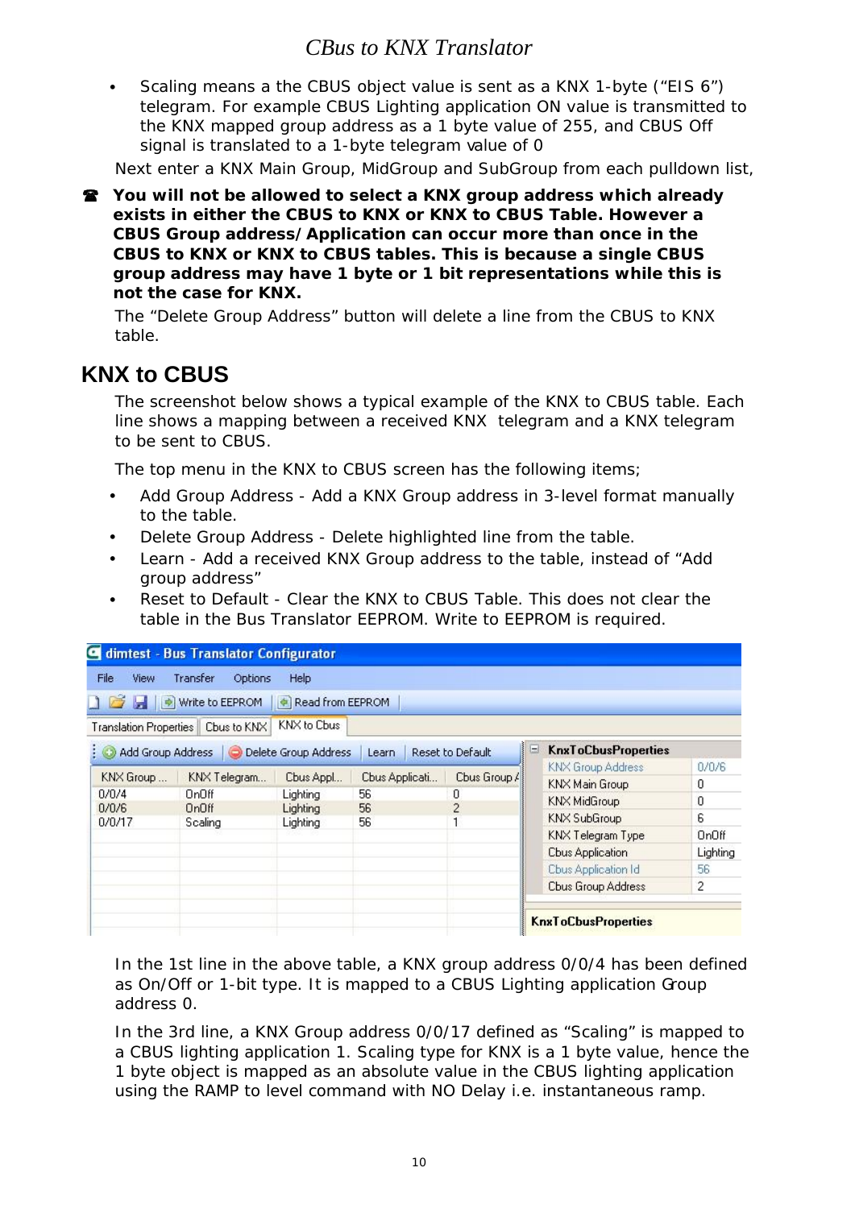- Scaling means a the CBUS object value is sent as a KNX 1-byte ("EIS 6") telegram. For example CBUS Lighting application ON value is transmitted to the KNX mapped group address as a 1 byte value of 255, and CBUS Off signal is translated to a 1-byte telegram value of 0

Next enter a KNX Main Group, MidGroup and SubGroup from each pulldown list,

☎ **You will not be allowed to select a KNX group address which already exists in either the CBUS to KNX or KNX to CBUS Table. However a CBUS Group address/Application can occur more than once in the CBUS to KNX or KNX to CBUS tables. This is because a single CBUS group address may have 1 byte or 1 bit representations while this is not the case for KNX.**

The "Delete Group Address" button will delete a line from the CBUS to KNX table.

## KNX to CBUS

The screenshot below shows a typical example of the KNX to CBUS table. Each line shows a mapping between a received KNX telegram and a KNX telegram to be sent to CBUS.

The top menu in the KNX to CBUS screen has the following items;

- Add Group Address - Add a KNX Group address in 3-level format manually to the table.
- Delete Group Address - Delete highlighted line from the table.
- Learn - Add a received KNX Group address to the table, instead of "Add group address"
- Reset to Default - Clear the KNX to CBUS Table. This does not clear the table in the Bus Translator EEPROM. Write to EEPROM is required.

In the 1st line in the above table, a KNX group address 0/0/4 has been defined as On/Off or 1-bit type. It is mapped to a CBUS Lighting application Group address 0.

In the 3rd line, a KNX Group address 0/0/17 defined as "Scaling" is mapped to a CBUS lighting application 1. Scaling type for KNX is a 1 byte value, hence the 1 byte object is mapped as an absolute value in the CBUS lighting application using the RAMP to level command with NO Delay i.e. instantaneous ramp.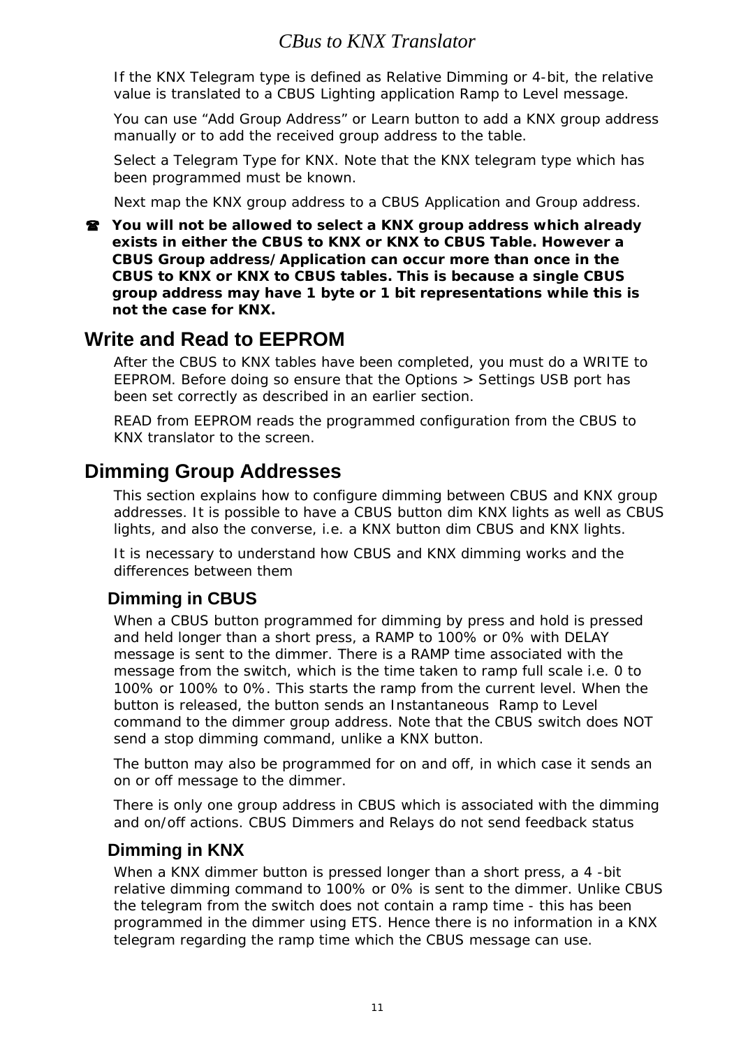If the KNX Telegram type is defined as Relative Dimming or 4-bit, the relative value is translated to a CBUS Lighting application Ramp to Level message.

You can use "Add Group Address" or Learn button to add a KNX group address manually or to add the received group address to the table.

Select a Telegram Type for KNX. Note that the KNX telegram type which has been programmed must be known.

Next map the KNX group address to a CBUS Application and Group address.

☎ **You will not be allowed to select a KNX group address which already exists in either the CBUS to KNX or KNX to CBUS Table. However a CBUS Group address/Application can occur more than once in the CBUS to KNX or KNX to CBUS tables. This is because a single CBUS group address may have 1 byte or 1 bit representations while this is not the case for KNX.**

## Write and Read to EEPROM

After the CBUS to KNX tables have been completed, you must do a WRITE to EEPROM. Before doing so ensure that the Options > Settings USB port has been set correctly as described in an earlier section.

READ from EEPROM reads the programmed configuration from the CBUS to KNX translator to the screen.

## Dimming Group Addresses

This section explains how to configure dimming between CBUS and KNX group addresses. It is possible to have a CBUS button dim KNX lights as well as CBUS lights, and also the converse, i.e. a KNX button dim CBUS and KNX lights.

It is necessary to understand how CBUS and KNX dimming works and the differences between them

### Dimming in CBUS

When a CBUS button programmed for dimming by press and hold is pressed and held longer than a short press, a RAMP to 100% or 0% with DELAY message is sent to the dimmer. There is a RAMP time associated with the message from the switch, which is the time taken to ramp full scale i.e. 0 to 100% or 100% to 0%. This starts the ramp from the current level. When the button is released, the button sends an Instantaneous Ramp to Level command to the dimmer group address. Note that the CBUS switch does NOT send a stop dimming command, unlike a KNX button.

The button may also be programmed for on and off, in which case it sends an on or off message to the dimmer.

There is only one group address in CBUS which is associated with the dimming and on/off actions. CBUS Dimmers and Relays do not send feedback status

### Dimming in KNX

When a KNX dimmer button is pressed longer than a short press, a 4 -bit relative dimming command to 100% or 0% is sent to the dimmer. Unlike CBUS the telegram from the switch does not contain a ramp time - this has been programmed in the dimmer using ETS. Hence there is no information in a KNX telegram regarding the ramp time which the CBUS message can use.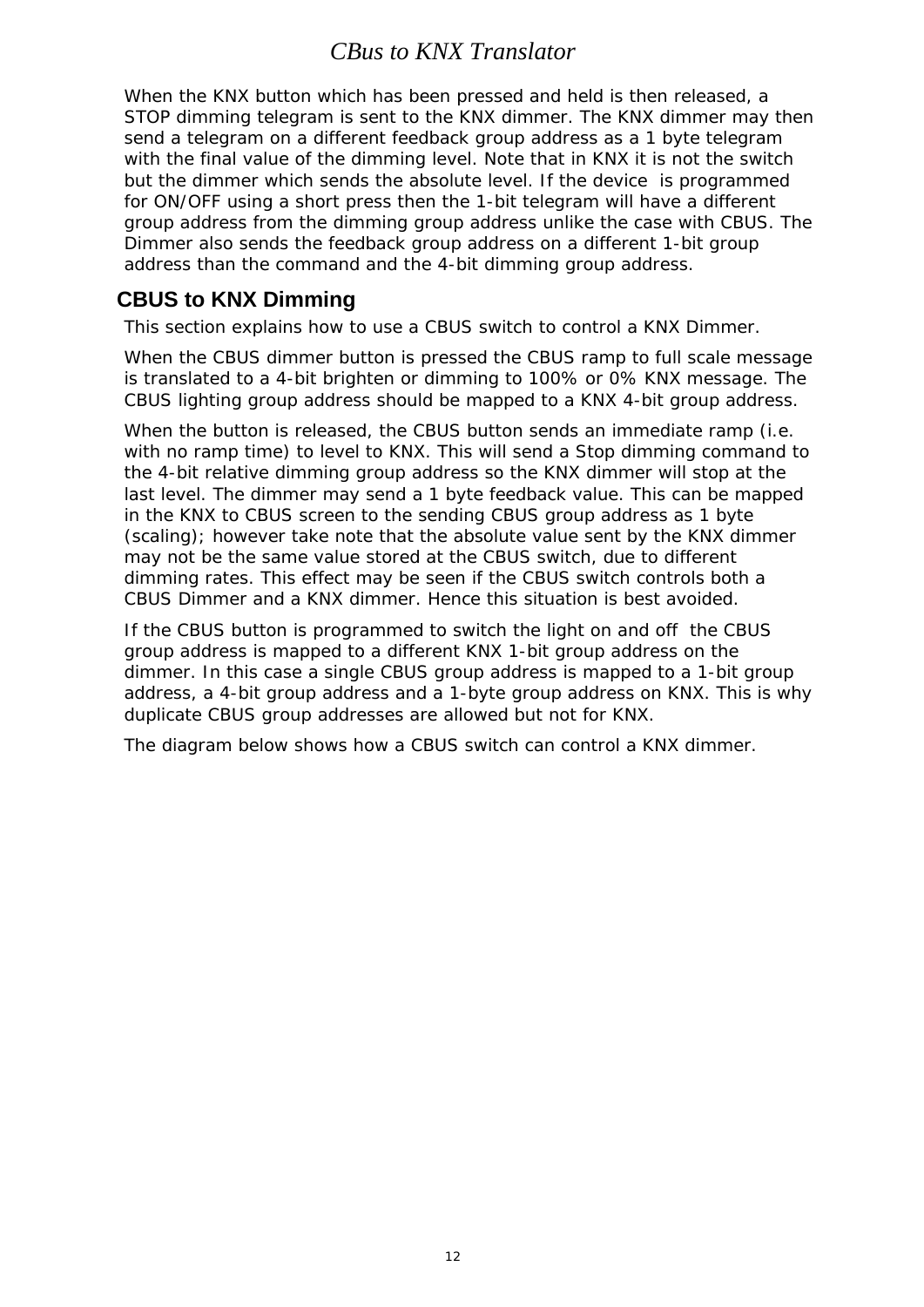When the KNX button which has been pressed and held is then released, a STOP dimming telegram is sent to the KNX dimmer. The KNX dimmer may then send a telegram on a different feedback group address as a 1 byte telegram with the final value of the dimming level. Note that in KNX it is not the switch but the dimmer which sends the absolute level. If the device is programmed for ON/OFF using a short press then the 1-bit telegram will have a different group address from the dimming group address unlike the case with CBUS. The Dimmer also sends the feedback group address on a different 1-bit group address than the command and the 4-bit dimming group address.

## CBUS to KNX Dimming

This section explains how to use a CBUS switch to control a KNX Dimmer.

When the CBUS dimmer button is pressed the CBUS ramp to full scale message is translated to a 4-bit brighten or dimming to 100% or 0% KNX message. The CBUS lighting group address should be mapped to a KNX 4-bit group address.

When the button is released, the CBUS button sends an immediate ramp (i.e. with no ramp time) to level to KNX. This will send a Stop dimming command to the 4-bit relative dimming group address so the KNX dimmer will stop at the last level. The dimmer may send a 1 byte feedback value. This can be mapped in the KNX to CBUS screen to the sending CBUS group address as 1 byte (scaling); however take note that the absolute value sent by the KNX dimmer may not be the same value stored at the CBUS switch, due to different dimming rates. This effect may be seen if the CBUS switch controls both a CBUS Dimmer and a KNX dimmer. Hence this situation is best avoided.

If the CBUS button is programmed to switch the light on and off the CBUS group address is mapped to a different KNX 1-bit group address on the dimmer. In this case a single CBUS group address is mapped to a 1-bit group address, a 4-bit group address and a 1-byte group address on KNX. This is why duplicate CBUS group addresses are allowed but not for KNX.

The diagram below shows how a CBUS switch can control a KNX dimmer.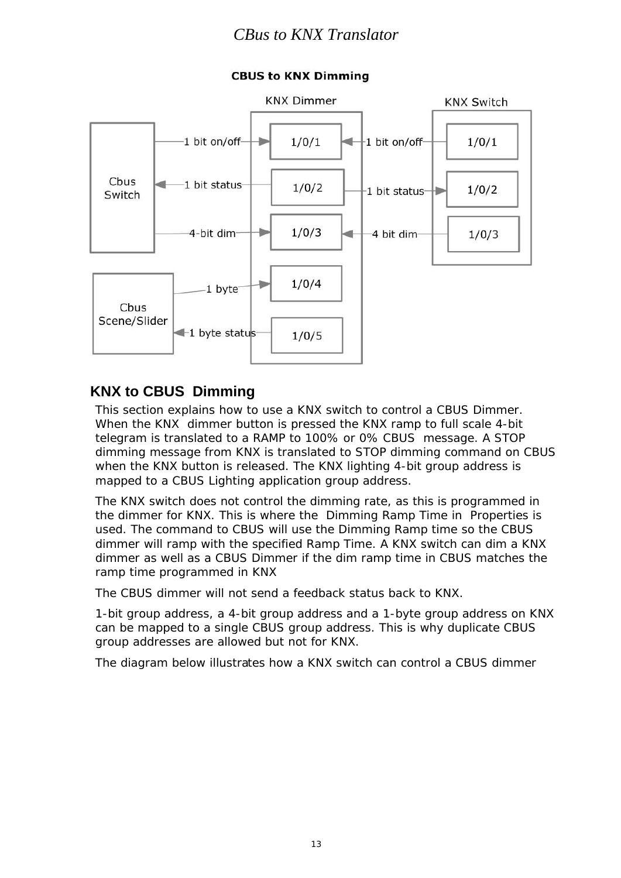**CBUS to KNX Dimming**

KNX Dimmer

KNX Switch

Cbus Switch

1 bit on/off

1 bit status

4-bit dim

Cbus Scene/Slider

1 byte

1 byte status

1/0/1

1/0/2

1/0/3

1/0/4

1/0/5

1 bit on/off

1 bit status

4 bit dim

1/0/1

1/0/2

1/0/3

## KNX to CBUS Dimming

This section explains how to use a KNX switch to control a CBUS Dimmer. When the KNX dimmer button is pressed the KNX ramp to full scale 4-bit telegram is translated to a RAMP to 100% or 0% CBUS message. A STOP dimming message from KNX is translated to STOP dimming command on CBUS when the KNX button is released. The KNX lighting 4-bit group address is mapped to a CBUS Lighting application group address.

The KNX switch does not control the dimming rate, as this is programmed in the dimmer for KNX. This is where the Dimming Ramp Time in Properties is used. The command to CBUS will use the Dimming Ramp time so the CBUS dimmer will ramp with the specified Ramp Time. A KNX switch can dim a KNX dimmer as well as a CBUS Dimmer if the dim ramp time in CBUS matches the ramp time programmed in KNX

The CBUS dimmer will not send a feedback status back to KNX.

1-bit group address, a 4-bit group address and a 1-byte group address on KNX can be mapped to a single CBUS group address. This is why duplicate CBUS group addresses are allowed but not for KNX.

The diagram below illustrates how a KNX switch can control a CBUS dimmer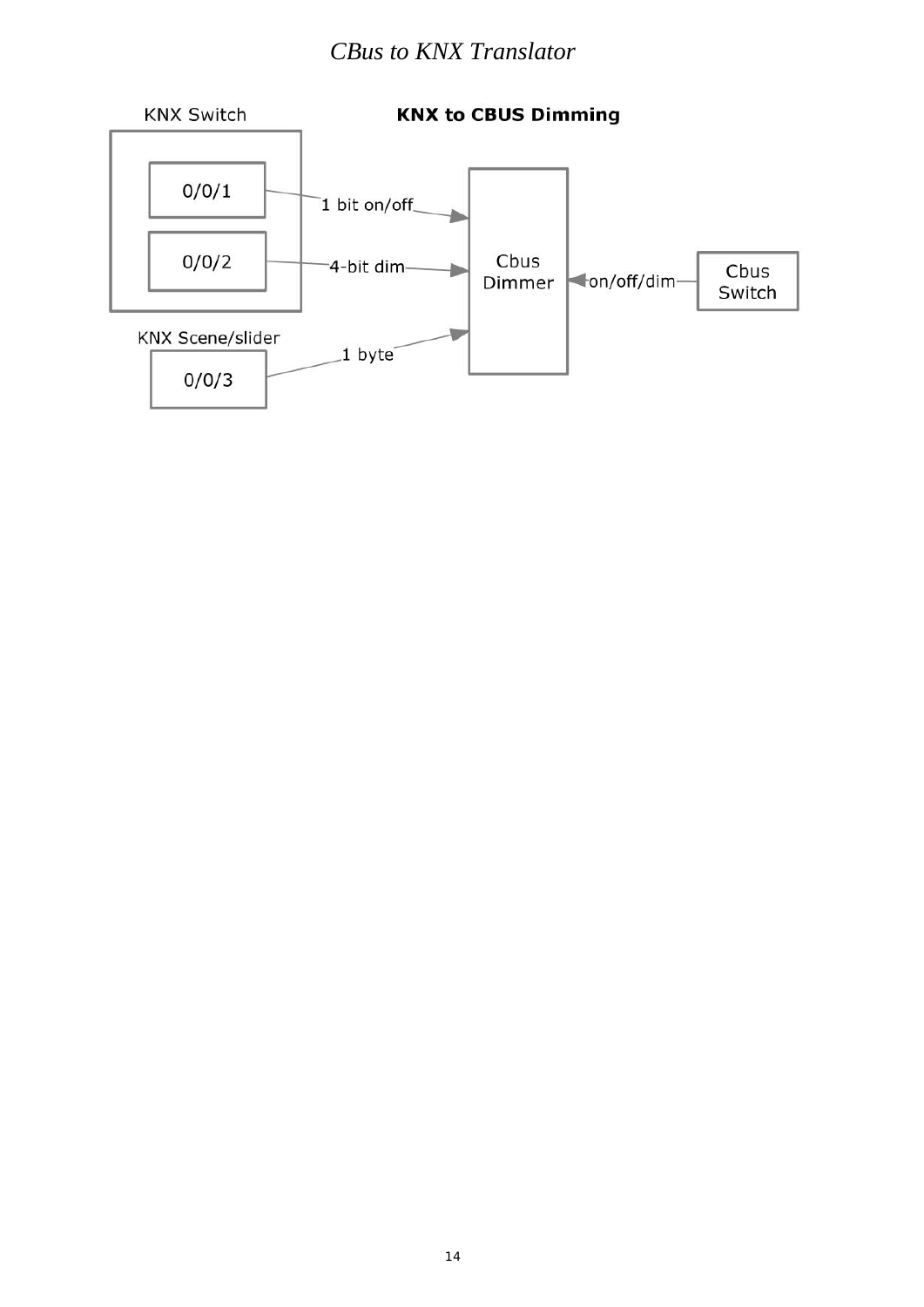**KNX to CBUS Dimming**

KNX Switch

0/0/1

0/0/2

1 bit on/off

4-bit dim

KNX Scene/slider

0/0/3

1 byte

Cbus Dimmer

on/off/dim

Cbus Switch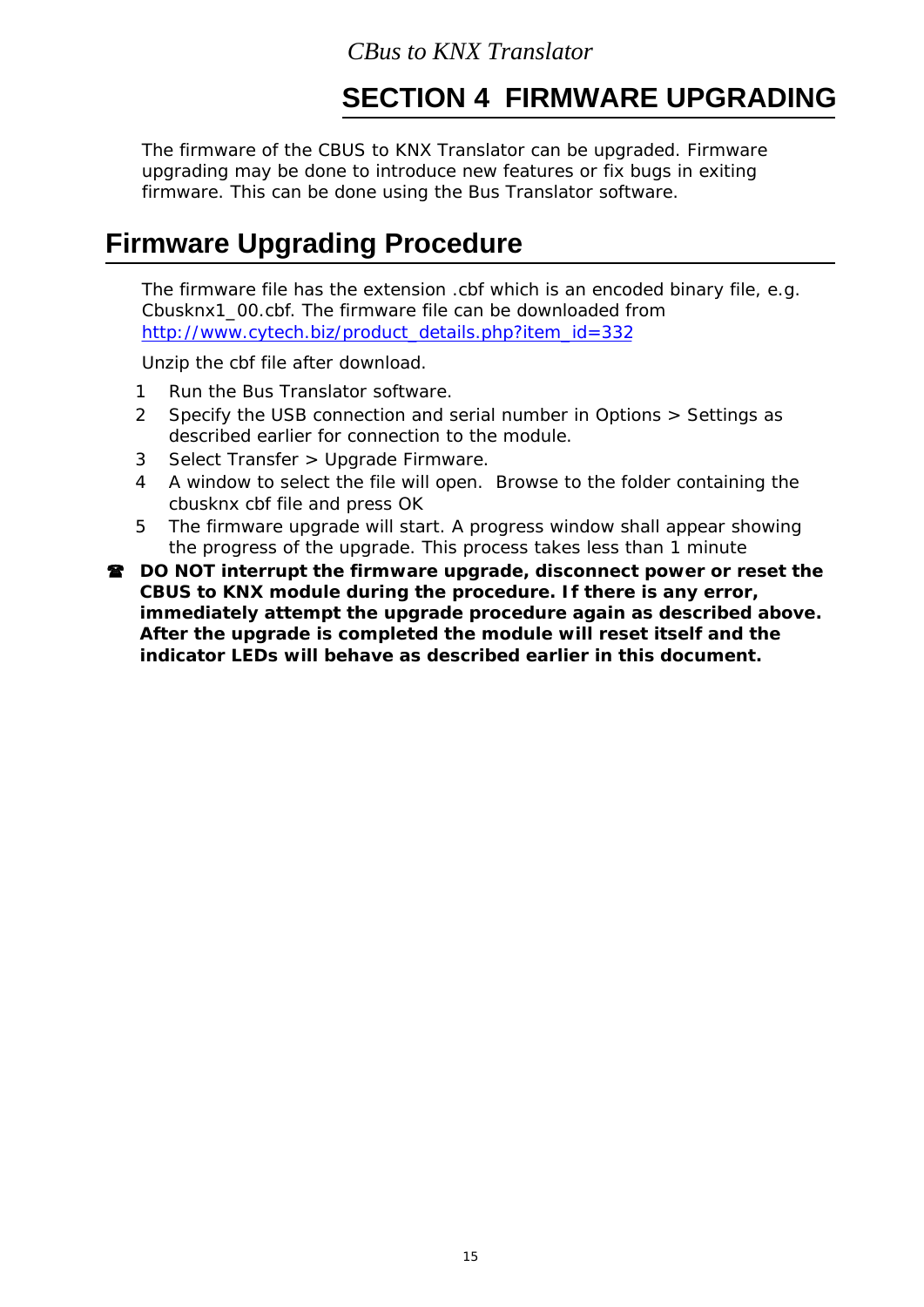# SECTION 4 FIRMWARE UPGRADING

The firmware of the CBUS to KNX Translator can be upgraded. Firmware upgrading may be done to introduce new features or fix bugs in exiting firmware. This can be done using the Bus Translator software.

## Firmware Upgrading Procedure

The firmware file has the extension .cbf which is an encoded binary file, e.g. Cbusknx1_00.cbf. The firmware file can be downloaded from http://www.cytech.biz/product_details.php?item_id=332

Unzip the cbf file after download.

1. Run the Bus Translator software.
2. Specify the USB connection and serial number in Options > Settings as described earlier for connection to the module.
3. Select Transfer > Upgrade Firmware.
4. A window to select the file will open. Browse to the folder containing the cbusknx cbf file and press OK
5. The firmware upgrade will start. A progress window shall appear showing the progress of the upgrade. This process takes less than 1 minute

☎ **DO NOT interrupt the firmware upgrade, disconnect power or reset the CBUS to KNX module during the procedure. If there is any error, immediately attempt the upgrade procedure again as described above. After the upgrade is completed the module will reset itself and the indicator LEDs will behave as described earlier in this document.**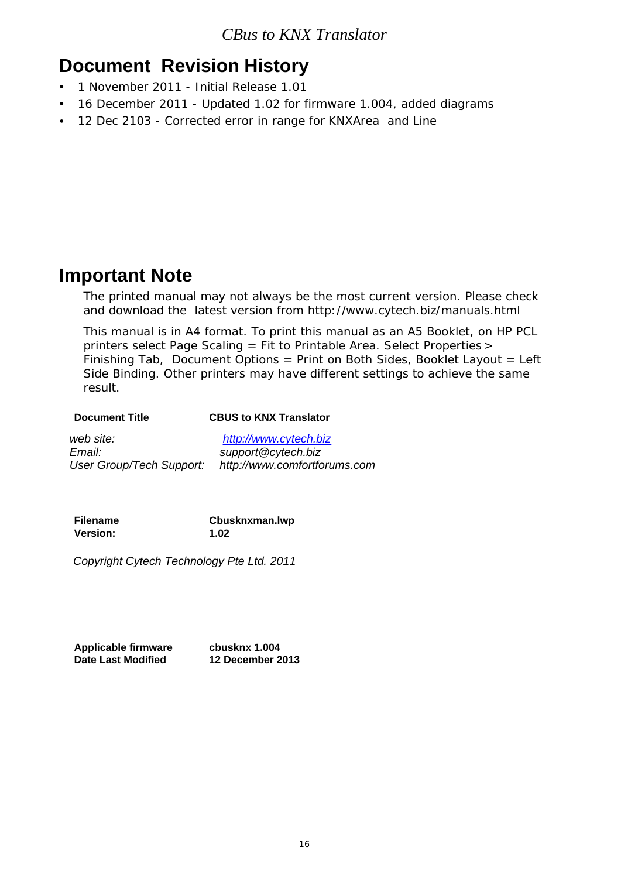## Document Revision History

- 1 November 2011 - Initial Release 1.01
- 16 December 2011 - Updated 1.02 for firmware 1.004, added diagrams
- 12 Dec 2103 - Corrected error in range for KNXArea and Line

## Important Note

The printed manual may not always be the most current version. Please check and download the latest version from http://www.cytech.biz/manuals.html

This manual is in A4 format. To print this manual as an A5 Booklet, on HP PCL printers select Page Scaling = Fit to Printable Area. Select Properties > Finishing Tab, Document Options = Print on Both Sides, Booklet Layout = Left Side Binding. Other printers may have different settings to achieve the same result.

| | |
|---|---|
| **Document Title** | **CBUS to KNX Translator** |
| *web site:* | *http://www.cytech.biz* |
| *Email:* | *support@cytech.biz* |
| *User Group/Tech Support:* | *http://www.comfortforums.com* |

| | |
|---|---|
| **Filename** | **Cbusknxman.lwp** |
| **Version:** | **1.02** |

*Copyright Cytech Technology Pte Ltd. 2011*

| | |
|---|---|
| **Applicable firmware** | **cbusknx 1.004** |
| **Date Last Modified** | **12 December 2013** |